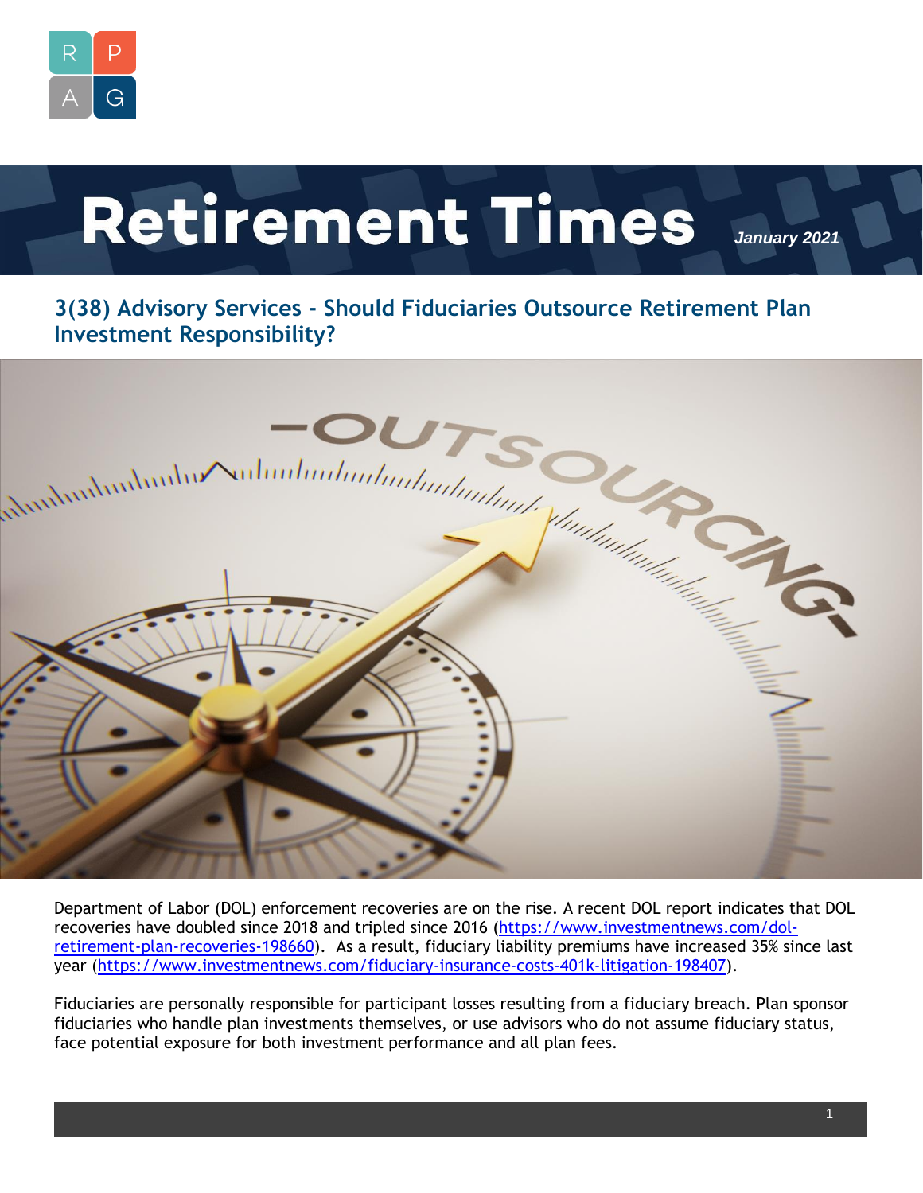# Retirement Times

*January 2021*

## 3(38) Advisory Services - Should Fiduciaries Outsource Retirement Plan Investment Responsibility?

Department of Labor (DOL) enforcement recoveries are on the rise. A recent DOL report indicates that DOL recoveries have doubled since 2018 and tripled since 2016 (https://www.investmentnews.com/dol-retirement-plan-recoveries-198660). As a result, fiduciary liability premiums have increased 35% since last year (https://www.investmentnews.com/fiduciary-insurance-costs-401k-litigation-198407).

Fiduciaries are personally responsible for participant losses resulting from a fiduciary breach. Plan sponsor fiduciaries who handle plan investments themselves, or use advisors who do not assume fiduciary status, face potential exposure for both investment performance and all plan fees.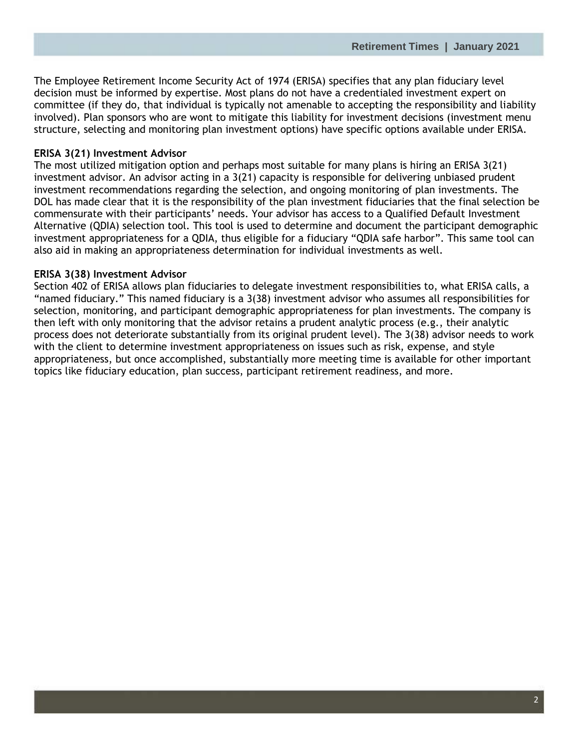The Employee Retirement Income Security Act of 1974 (ERISA) specifies that any plan fiduciary level decision must be informed by expertise. Most plans do not have a credentialed investment expert on committee (if they do, that individual is typically not amenable to accepting the responsibility and liability involved). Plan sponsors who are wont to mitigate this liability for investment decisions (investment menu structure, selecting and monitoring plan investment options) have specific options available under ERISA.

**ERISA 3(21) Investment Advisor**

The most utilized mitigation option and perhaps most suitable for many plans is hiring an ERISA 3(21) investment advisor. An advisor acting in a 3(21) capacity is responsible for delivering unbiased prudent investment recommendations regarding the selection, and ongoing monitoring of plan investments. The DOL has made clear that it is the responsibility of the plan investment fiduciaries that the final selection be commensurate with their participants' needs. Your advisor has access to a Qualified Default Investment Alternative (QDIA) selection tool. This tool is used to determine and document the participant demographic investment appropriateness for a QDIA, thus eligible for a fiduciary "QDIA safe harbor". This same tool can also aid in making an appropriateness determination for individual investments as well.

**ERISA 3(38) Investment Advisor**

Section 402 of ERISA allows plan fiduciaries to delegate investment responsibilities to, what ERISA calls, a "named fiduciary." This named fiduciary is a 3(38) investment advisor who assumes all responsibilities for selection, monitoring, and participant demographic appropriateness for plan investments. The company is then left with only monitoring that the advisor retains a prudent analytic process (e.g., their analytic process does not deteriorate substantially from its original prudent level). The 3(38) advisor needs to work with the client to determine investment appropriateness on issues such as risk, expense, and style appropriateness, but once accomplished, substantially more meeting time is available for other important topics like fiduciary education, plan success, participant retirement readiness, and more.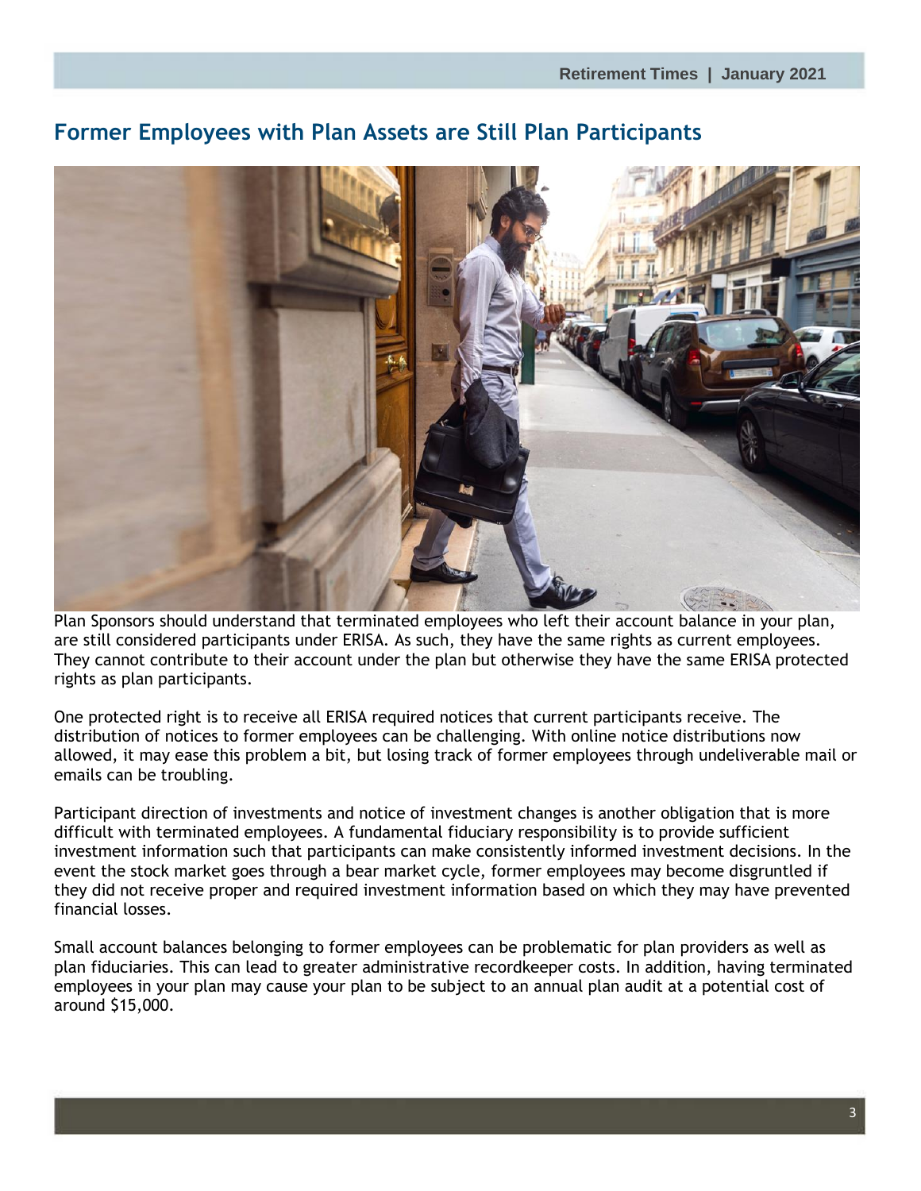## Former Employees with Plan Assets are Still Plan Participants

Plan Sponsors should understand that terminated employees who left their account balance in your plan, are still considered participants under ERISA. As such, they have the same rights as current employees. They cannot contribute to their account under the plan but otherwise they have the same ERISA protected rights as plan participants.

One protected right is to receive all ERISA required notices that current participants receive. The distribution of notices to former employees can be challenging. With online notice distributions now allowed, it may ease this problem a bit, but losing track of former employees through undeliverable mail or emails can be troubling.

Participant direction of investments and notice of investment changes is another obligation that is more difficult with terminated employees. A fundamental fiduciary responsibility is to provide sufficient investment information such that participants can make consistently informed investment decisions. In the event the stock market goes through a bear market cycle, former employees may become disgruntled if they did not receive proper and required investment information based on which they may have prevented financial losses.

Small account balances belonging to former employees can be problematic for plan providers as well as plan fiduciaries. This can lead to greater administrative recordkeeper costs. In addition, having terminated employees in your plan may cause your plan to be subject to an annual plan audit at a potential cost of around $15,000.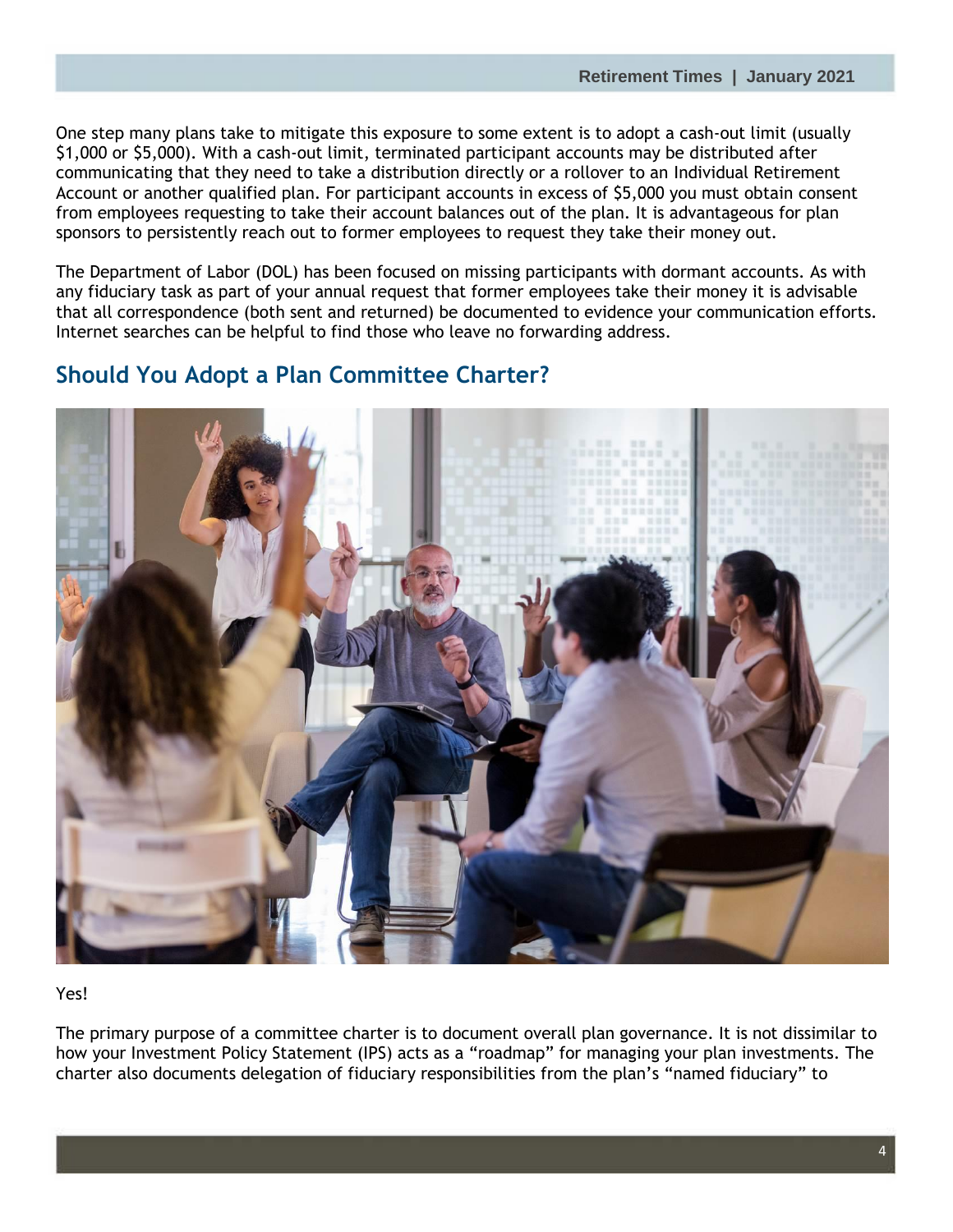One step many plans take to mitigate this exposure to some extent is to adopt a cash-out limit (usually $1,000 or $5,000). With a cash-out limit, terminated participant accounts may be distributed after communicating that they need to take a distribution directly or a rollover to an Individual Retirement Account or another qualified plan. For participant accounts in excess of $5,000 you must obtain consent from employees requesting to take their account balances out of the plan. It is advantageous for plan sponsors to persistently reach out to former employees to request they take their money out.

The Department of Labor (DOL) has been focused on missing participants with dormant accounts. As with any fiduciary task as part of your annual request that former employees take their money it is advisable that all correspondence (both sent and returned) be documented to evidence your communication efforts. Internet searches can be helpful to find those who leave no forwarding address.

## Should You Adopt a Plan Committee Charter?

Yes!

The primary purpose of a committee charter is to document overall plan governance. It is not dissimilar to how your Investment Policy Statement (IPS) acts as a "roadmap" for managing your plan investments. The charter also documents delegation of fiduciary responsibilities from the plan's "named fiduciary" to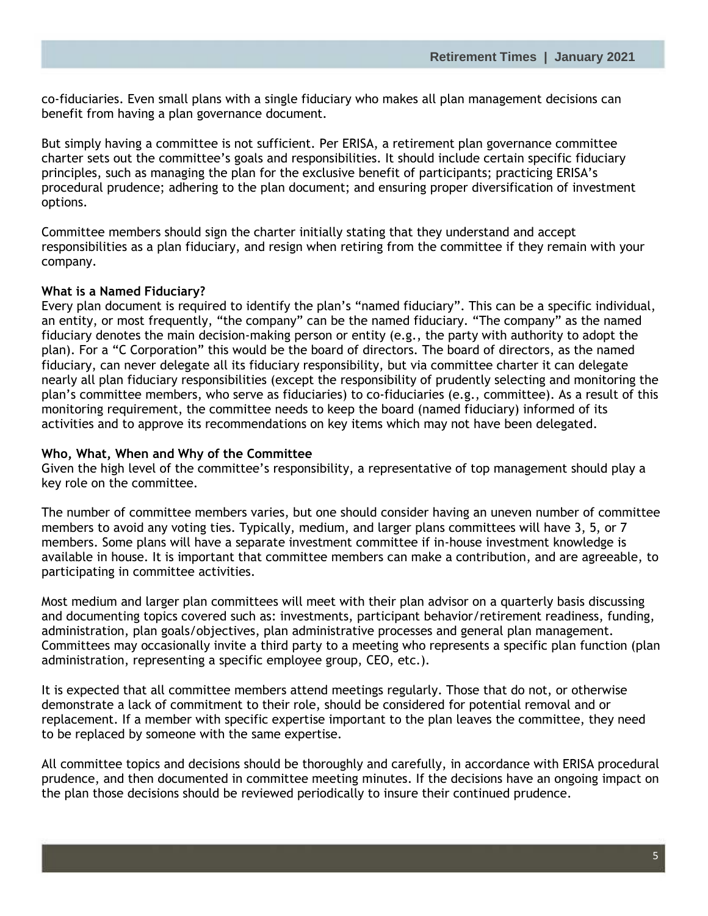co-fiduciaries. Even small plans with a single fiduciary who makes all plan management decisions can benefit from having a plan governance document.

But simply having a committee is not sufficient. Per ERISA, a retirement plan governance committee charter sets out the committee's goals and responsibilities. It should include certain specific fiduciary principles, such as managing the plan for the exclusive benefit of participants; practicing ERISA's procedural prudence; adhering to the plan document; and ensuring proper diversification of investment options.

Committee members should sign the charter initially stating that they understand and accept responsibilities as a plan fiduciary, and resign when retiring from the committee if they remain with your company.

**What is a Named Fiduciary?**

Every plan document is required to identify the plan's "named fiduciary". This can be a specific individual, an entity, or most frequently, "the company" can be the named fiduciary. "The company" as the named fiduciary denotes the main decision-making person or entity (e.g., the party with authority to adopt the plan). For a "C Corporation" this would be the board of directors. The board of directors, as the named fiduciary, can never delegate all its fiduciary responsibility, but via committee charter it can delegate nearly all plan fiduciary responsibilities (except the responsibility of prudently selecting and monitoring the plan's committee members, who serve as fiduciaries) to co-fiduciaries (e.g., committee). As a result of this monitoring requirement, the committee needs to keep the board (named fiduciary) informed of its activities and to approve its recommendations on key items which may not have been delegated.

**Who, What, When and Why of the Committee**

Given the high level of the committee's responsibility, a representative of top management should play a key role on the committee.

The number of committee members varies, but one should consider having an uneven number of committee members to avoid any voting ties. Typically, medium, and larger plans committees will have 3, 5, or 7 members. Some plans will have a separate investment committee if in-house investment knowledge is available in house. It is important that committee members can make a contribution, and are agreeable, to participating in committee activities.

Most medium and larger plan committees will meet with their plan advisor on a quarterly basis discussing and documenting topics covered such as: investments, participant behavior/retirement readiness, funding, administration, plan goals/objectives, plan administrative processes and general plan management. Committees may occasionally invite a third party to a meeting who represents a specific plan function (plan administration, representing a specific employee group, CEO, etc.).

It is expected that all committee members attend meetings regularly. Those that do not, or otherwise demonstrate a lack of commitment to their role, should be considered for potential removal and or replacement. If a member with specific expertise important to the plan leaves the committee, they need to be replaced by someone with the same expertise.

All committee topics and decisions should be thoroughly and carefully, in accordance with ERISA procedural prudence, and then documented in committee meeting minutes. If the decisions have an ongoing impact on the plan those decisions should be reviewed periodically to insure their continued prudence.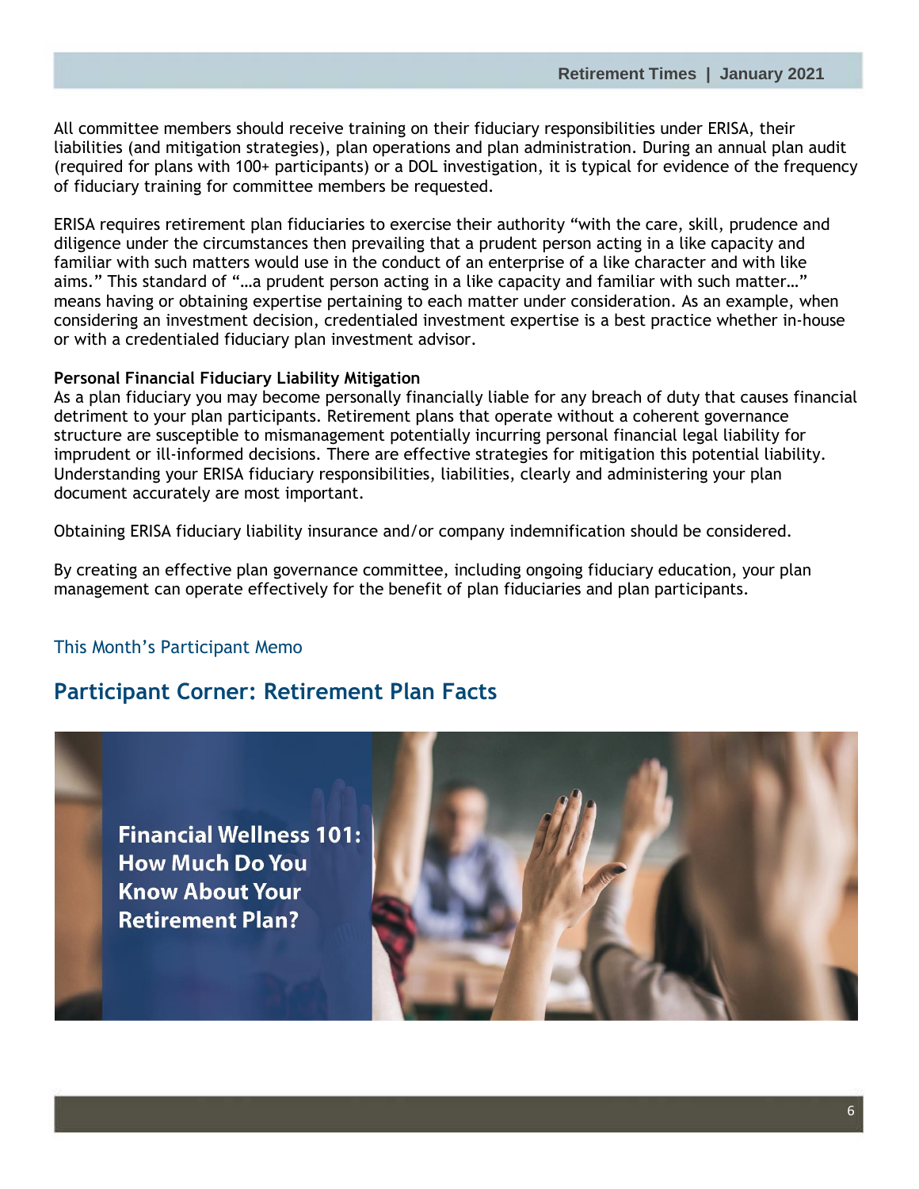All committee members should receive training on their fiduciary responsibilities under ERISA, their liabilities (and mitigation strategies), plan operations and plan administration. During an annual plan audit (required for plans with 100+ participants) or a DOL investigation, it is typical for evidence of the frequency of fiduciary training for committee members be requested.

ERISA requires retirement plan fiduciaries to exercise their authority "with the care, skill, prudence and diligence under the circumstances then prevailing that a prudent person acting in a like capacity and familiar with such matters would use in the conduct of an enterprise of a like character and with like aims." This standard of "…a prudent person acting in a like capacity and familiar with such matter…" means having or obtaining expertise pertaining to each matter under consideration. As an example, when considering an investment decision, credentialed investment expertise is a best practice whether in-house or with a credentialed fiduciary plan investment advisor.

**Personal Financial Fiduciary Liability Mitigation**

As a plan fiduciary you may become personally financially liable for any breach of duty that causes financial detriment to your plan participants. Retirement plans that operate without a coherent governance structure are susceptible to mismanagement potentially incurring personal financial legal liability for imprudent or ill-informed decisions. There are effective strategies for mitigation this potential liability. Understanding your ERISA fiduciary responsibilities, liabilities, clearly and administering your plan document accurately are most important.

Obtaining ERISA fiduciary liability insurance and/or company indemnification should be considered.

By creating an effective plan governance committee, including ongoing fiduciary education, your plan management can operate effectively for the benefit of plan fiduciaries and plan participants.

This Month's Participant Memo

## Participant Corner: Retirement Plan Facts

**Financial Wellness 101: How Much Do You Know About Your Retirement Plan?**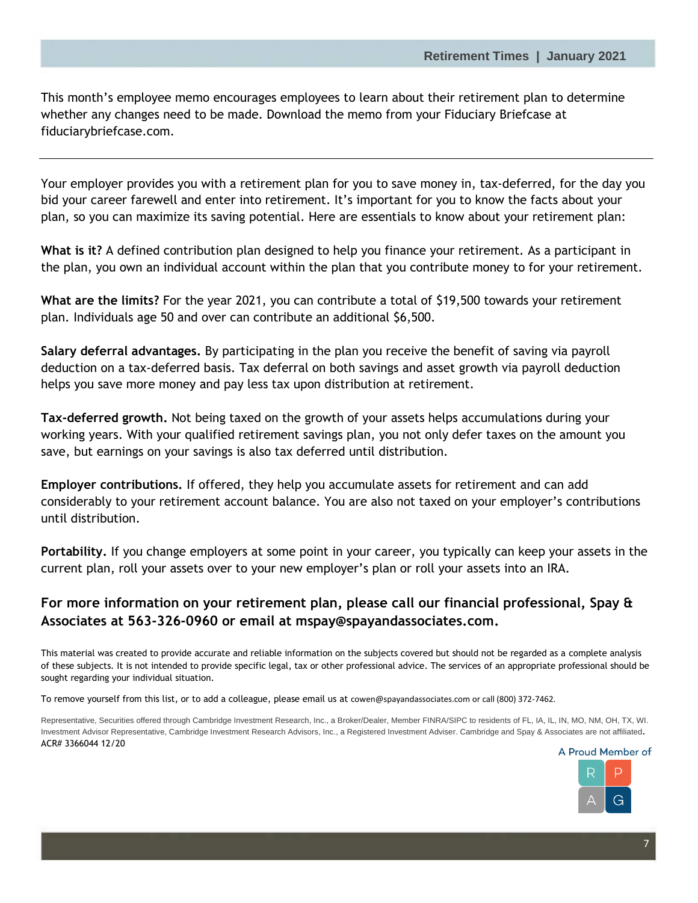This month's employee memo encourages employees to learn about their retirement plan to determine whether any changes need to be made. Download the memo from your Fiduciary Briefcase at fiduciarybriefcase.com.

---

Your employer provides you with a retirement plan for you to save money in, tax-deferred, for the day you bid your career farewell and enter into retirement. It's important for you to know the facts about your plan, so you can maximize its saving potential. Here are essentials to know about your retirement plan:

**What is it?** A defined contribution plan designed to help you finance your retirement. As a participant in the plan, you own an individual account within the plan that you contribute money to for your retirement.

**What are the limits?** For the year 2021, you can contribute a total of $19,500 towards your retirement plan. Individuals age 50 and over can contribute an additional $6,500.

**Salary deferral advantages.** By participating in the plan you receive the benefit of saving via payroll deduction on a tax-deferred basis. Tax deferral on both savings and asset growth via payroll deduction helps you save more money and pay less tax upon distribution at retirement.

**Tax-deferred growth.** Not being taxed on the growth of your assets helps accumulations during your working years. With your qualified retirement savings plan, you not only defer taxes on the amount you save, but earnings on your savings is also tax deferred until distribution.

**Employer contributions.** If offered, they help you accumulate assets for retirement and can add considerably to your retirement account balance. You are also not taxed on your employer's contributions until distribution.

**Portability.** If you change employers at some point in your career, you typically can keep your assets in the current plan, roll your assets over to your new employer's plan or roll your assets into an IRA.

**For more information on your retirement plan, please call our financial professional, Spay & Associates at 563-326-0960 or email at mspay@spayandassociates.com.**

This material was created to provide accurate and reliable information on the subjects covered but should not be regarded as a complete analysis of these subjects. It is not intended to provide specific legal, tax or other professional advice. The services of an appropriate professional should be sought regarding your individual situation.

To remove yourself from this list, or to add a colleague, please email us at cowen@spayandassociates.com or call (800) 372-7462.

Representative, Securities offered through Cambridge Investment Research, Inc., a Broker/Dealer, Member FINRA/SIPC to residents of FL, IA, IL, IN, MO, NM, OH, TX, WI. Investment Advisor Representative, Cambridge Investment Research Advisors, Inc., a Registered Investment Adviser. Cambridge and Spay & Associates are not affiliated.
ACR# 3366044 12/20

A Proud Member of

R P
A G